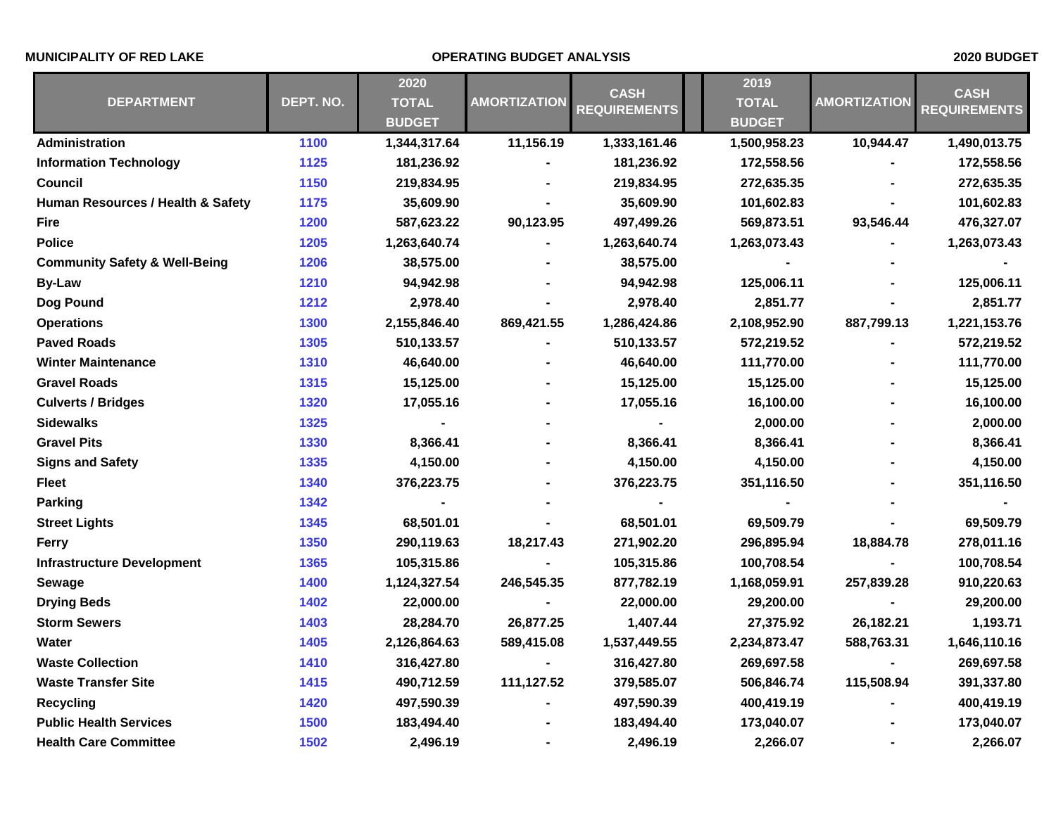**MUNICIPALITY OF RED LAKE** | **OPERATING BUDGET ANALYSIS** | **2020 BUDGET**

| DEPARTMENT | DEPT. NO. | 2020 TOTAL BUDGET | AMORTIZATION | CASH REQUIREMENTS | 2019 TOTAL BUDGET | AMORTIZATION | CASH REQUIREMENTS |
|---|---|---|---|---|---|---|---|
| Administration | 1100 | 1,344,317.64 | 11,156.19 | 1,333,161.46 | 1,500,958.23 | 10,944.47 | 1,490,013.75 |
| Information Technology | 1125 | 181,236.92 | - | 181,236.92 | 172,558.56 | - | 172,558.56 |
| Council | 1150 | 219,834.95 | - | 219,834.95 | 272,635.35 | - | 272,635.35 |
| Human Resources / Health & Safety | 1175 | 35,609.90 | - | 35,609.90 | 101,602.83 | - | 101,602.83 |
| Fire | 1200 | 587,623.22 | 90,123.95 | 497,499.26 | 569,873.51 | 93,546.44 | 476,327.07 |
| Police | 1205 | 1,263,640.74 | - | 1,263,640.74 | 1,263,073.43 | - | 1,263,073.43 |
| Community Safety & Well-Being | 1206 | 38,575.00 | - | 38,575.00 | - | - | - |
| By-Law | 1210 | 94,942.98 | - | 94,942.98 | 125,006.11 | - | 125,006.11 |
| Dog Pound | 1212 | 2,978.40 | - | 2,978.40 | 2,851.77 | - | 2,851.77 |
| Operations | 1300 | 2,155,846.40 | 869,421.55 | 1,286,424.86 | 2,108,952.90 | 887,799.13 | 1,221,153.76 |
| Paved Roads | 1305 | 510,133.57 | - | 510,133.57 | 572,219.52 | - | 572,219.52 |
| Winter Maintenance | 1310 | 46,640.00 | - | 46,640.00 | 111,770.00 | - | 111,770.00 |
| Gravel Roads | 1315 | 15,125.00 | - | 15,125.00 | 15,125.00 | - | 15,125.00 |
| Culverts / Bridges | 1320 | 17,055.16 | - | 17,055.16 | 16,100.00 | - | 16,100.00 |
| Sidewalks | 1325 | - | - | - | 2,000.00 | - | 2,000.00 |
| Gravel Pits | 1330 | 8,366.41 | - | 8,366.41 | 8,366.41 | - | 8,366.41 |
| Signs and Safety | 1335 | 4,150.00 | - | 4,150.00 | 4,150.00 | - | 4,150.00 |
| Fleet | 1340 | 376,223.75 | - | 376,223.75 | 351,116.50 | - | 351,116.50 |
| Parking | 1342 | - | - | - | - | - | - |
| Street Lights | 1345 | 68,501.01 | - | 68,501.01 | 69,509.79 | - | 69,509.79 |
| Ferry | 1350 | 290,119.63 | 18,217.43 | 271,902.20 | 296,895.94 | 18,884.78 | 278,011.16 |
| Infrastructure Development | 1365 | 105,315.86 | - | 105,315.86 | 100,708.54 | - | 100,708.54 |
| Sewage | 1400 | 1,124,327.54 | 246,545.35 | 877,782.19 | 1,168,059.91 | 257,839.28 | 910,220.63 |
| Drying Beds | 1402 | 22,000.00 | - | 22,000.00 | 29,200.00 | - | 29,200.00 |
| Storm Sewers | 1403 | 28,284.70 | 26,877.25 | 1,407.44 | 27,375.92 | 26,182.21 | 1,193.71 |
| Water | 1405 | 2,126,864.63 | 589,415.08 | 1,537,449.55 | 2,234,873.47 | 588,763.31 | 1,646,110.16 |
| Waste Collection | 1410 | 316,427.80 | - | 316,427.80 | 269,697.58 | - | 269,697.58 |
| Waste Transfer Site | 1415 | 490,712.59 | 111,127.52 | 379,585.07 | 506,846.74 | 115,508.94 | 391,337.80 |
| Recycling | 1420 | 497,590.39 | - | 497,590.39 | 400,419.19 | - | 400,419.19 |
| Public Health Services | 1500 | 183,494.40 | - | 183,494.40 | 173,040.07 | - | 173,040.07 |
| Health Care Committee | 1502 | 2,496.19 | - | 2,496.19 | 2,266.07 | - | 2,266.07 |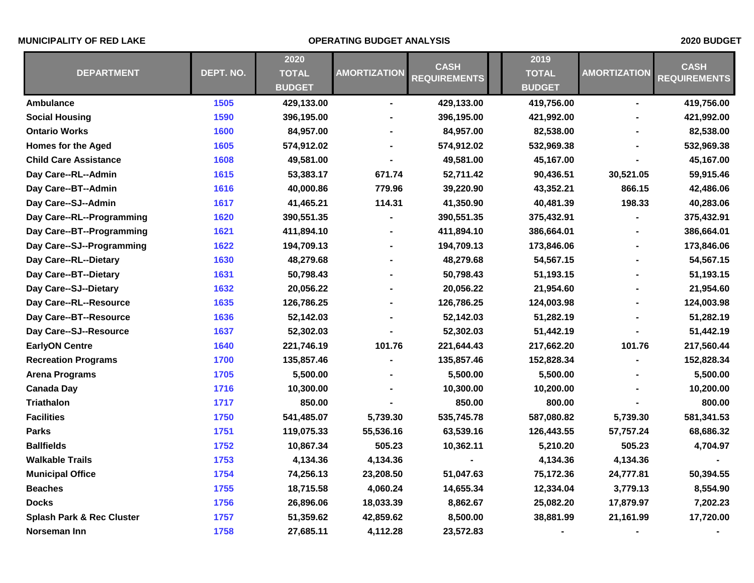MUNICIPALITY OF RED LAKE | OPERATING BUDGET ANALYSIS | 2020 BUDGET

| DEPARTMENT | DEPT. NO. | 2020 TOTAL BUDGET | AMORTIZATION | CASH REQUIREMENTS | 2019 TOTAL BUDGET | AMORTIZATION | CASH REQUIREMENTS |
|---|---|---|---|---|---|---|---|
| Ambulance | 1505 | 429,133.00 | - | 429,133.00 | 419,756.00 | - | 419,756.00 |
| Social Housing | 1590 | 396,195.00 | - | 396,195.00 | 421,992.00 | - | 421,992.00 |
| Ontario Works | 1600 | 84,957.00 | - | 84,957.00 | 82,538.00 | - | 82,538.00 |
| Homes for the Aged | 1605 | 574,912.02 | - | 574,912.02 | 532,969.38 | - | 532,969.38 |
| Child Care Assistance | 1608 | 49,581.00 | - | 49,581.00 | 45,167.00 | - | 45,167.00 |
| Day Care--RL--Admin | 1615 | 53,383.17 | 671.74 | 52,711.42 | 90,436.51 | 30,521.05 | 59,915.46 |
| Day Care--BT--Admin | 1616 | 40,000.86 | 779.96 | 39,220.90 | 43,352.21 | 866.15 | 42,486.06 |
| Day Care--SJ--Admin | 1617 | 41,465.21 | 114.31 | 41,350.90 | 40,481.39 | 198.33 | 40,283.06 |
| Day Care--RL--Programming | 1620 | 390,551.35 | - | 390,551.35 | 375,432.91 | - | 375,432.91 |
| Day Care--BT--Programming | 1621 | 411,894.10 | - | 411,894.10 | 386,664.01 | - | 386,664.01 |
| Day Care--SJ--Programming | 1622 | 194,709.13 | - | 194,709.13 | 173,846.06 | - | 173,846.06 |
| Day Care--RL--Dietary | 1630 | 48,279.68 | - | 48,279.68 | 54,567.15 | - | 54,567.15 |
| Day Care--BT--Dietary | 1631 | 50,798.43 | - | 50,798.43 | 51,193.15 | - | 51,193.15 |
| Day Care--SJ--Dietary | 1632 | 20,056.22 | - | 20,056.22 | 21,954.60 | - | 21,954.60 |
| Day Care--RL--Resource | 1635 | 126,786.25 | - | 126,786.25 | 124,003.98 | - | 124,003.98 |
| Day Care--BT--Resource | 1636 | 52,142.03 | - | 52,142.03 | 51,282.19 | - | 51,282.19 |
| Day Care--SJ--Resource | 1637 | 52,302.03 | - | 52,302.03 | 51,442.19 | - | 51,442.19 |
| EarlyON Centre | 1640 | 221,746.19 | 101.76 | 221,644.43 | 217,662.20 | 101.76 | 217,560.44 |
| Recreation Programs | 1700 | 135,857.46 | - | 135,857.46 | 152,828.34 | - | 152,828.34 |
| Arena Programs | 1705 | 5,500.00 | - | 5,500.00 | 5,500.00 | - | 5,500.00 |
| Canada Day | 1716 | 10,300.00 | - | 10,300.00 | 10,200.00 | - | 10,200.00 |
| Triathalon | 1717 | 850.00 | - | 850.00 | 800.00 | - | 800.00 |
| Facilities | 1750 | 541,485.07 | 5,739.30 | 535,745.78 | 587,080.82 | 5,739.30 | 581,341.53 |
| Parks | 1751 | 119,075.33 | 55,536.16 | 63,539.16 | 126,443.55 | 57,757.24 | 68,686.32 |
| Ballfields | 1752 | 10,867.34 | 505.23 | 10,362.11 | 5,210.20 | 505.23 | 4,704.97 |
| Walkable Trails | 1753 | 4,134.36 | 4,134.36 | - | 4,134.36 | 4,134.36 | - |
| Municipal Office | 1754 | 74,256.13 | 23,208.50 | 51,047.63 | 75,172.36 | 24,777.81 | 50,394.55 |
| Beaches | 1755 | 18,715.58 | 4,060.24 | 14,655.34 | 12,334.04 | 3,779.13 | 8,554.90 |
| Docks | 1756 | 26,896.06 | 18,033.39 | 8,862.67 | 25,082.20 | 17,879.97 | 7,202.23 |
| Splash Park & Rec Cluster | 1757 | 51,359.62 | 42,859.62 | 8,500.00 | 38,881.99 | 21,161.99 | 17,720.00 |
| Norseman Inn | 1758 | 27,685.11 | 4,112.28 | 23,572.83 | - | - | - |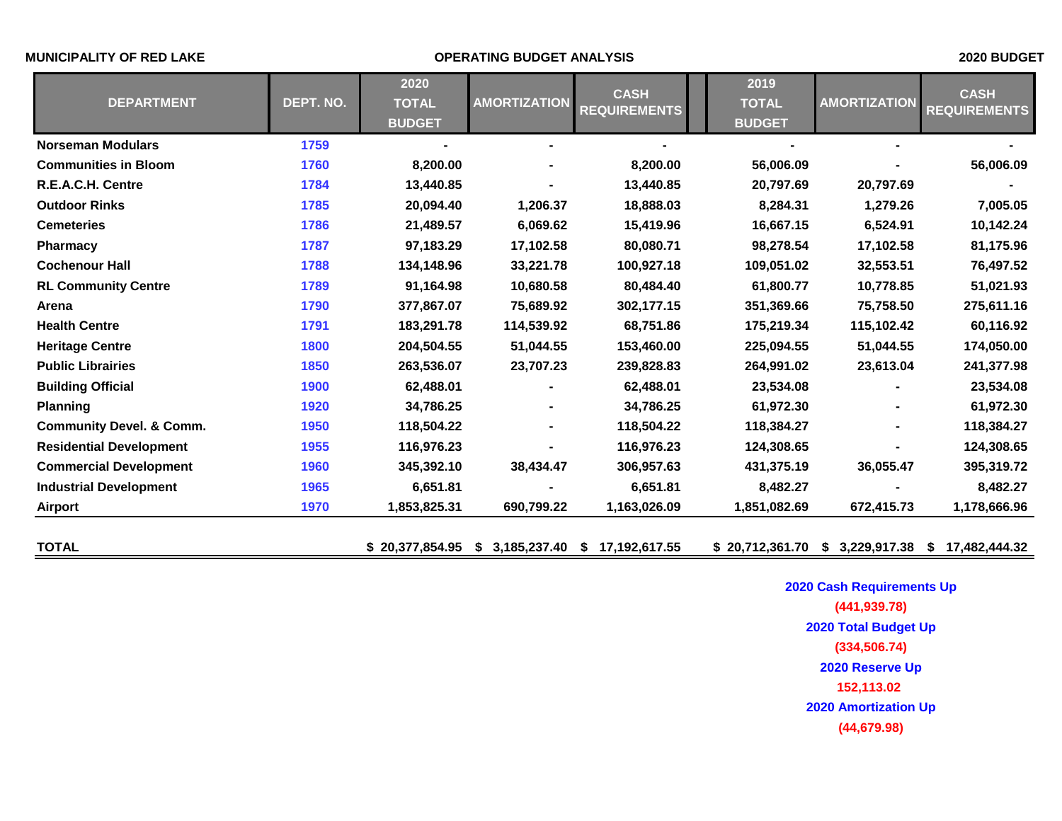**MUNICIPALITY OF RED LAKE** | **OPERATING BUDGET ANALYSIS** | **2020 BUDGET**

| DEPARTMENT | DEPT. NO. | 2020 TOTAL BUDGET | AMORTIZATION | CASH REQUIREMENTS | 2019 TOTAL BUDGET | AMORTIZATION | CASH REQUIREMENTS |
|---|---|---|---|---|---|---|---|
| Norseman Modulars | 1759 | - | - | - | - | - | - |
| Communities in Bloom | 1760 | 8,200.00 | - | 8,200.00 | 56,006.09 | - | 56,006.09 |
| R.E.A.C.H. Centre | 1784 | 13,440.85 | - | 13,440.85 | 20,797.69 | 20,797.69 | - |
| Outdoor Rinks | 1785 | 20,094.40 | 1,206.37 | 18,888.03 | 8,284.31 | 1,279.26 | 7,005.05 |
| Cemeteries | 1786 | 21,489.57 | 6,069.62 | 15,419.96 | 16,667.15 | 6,524.91 | 10,142.24 |
| Pharmacy | 1787 | 97,183.29 | 17,102.58 | 80,080.71 | 98,278.54 | 17,102.58 | 81,175.96 |
| Cochenour Hall | 1788 | 134,148.96 | 33,221.78 | 100,927.18 | 109,051.02 | 32,553.51 | 76,497.52 |
| RL Community Centre | 1789 | 91,164.98 | 10,680.58 | 80,484.40 | 61,800.77 | 10,778.85 | 51,021.93 |
| Arena | 1790 | 377,867.07 | 75,689.92 | 302,177.15 | 351,369.66 | 75,758.50 | 275,611.16 |
| Health Centre | 1791 | 183,291.78 | 114,539.92 | 68,751.86 | 175,219.34 | 115,102.42 | 60,116.92 |
| Heritage Centre | 1800 | 204,504.55 | 51,044.55 | 153,460.00 | 225,094.55 | 51,044.55 | 174,050.00 |
| Public Librairies | 1850 | 263,536.07 | 23,707.23 | 239,828.83 | 264,991.02 | 23,613.04 | 241,377.98 |
| Building Official | 1900 | 62,488.01 | - | 62,488.01 | 23,534.08 | - | 23,534.08 |
| Planning | 1920 | 34,786.25 | - | 34,786.25 | 61,972.30 | - | 61,972.30 |
| Community Devel. & Comm. | 1950 | 118,504.22 | - | 118,504.22 | 118,384.27 | - | 118,384.27 |
| Residential Development | 1955 | 116,976.23 | - | 116,976.23 | 124,308.65 | - | 124,308.65 |
| Commercial Development | 1960 | 345,392.10 | 38,434.47 | 306,957.63 | 431,375.19 | 36,055.47 | 395,319.72 |
| Industrial Development | 1965 | 6,651.81 | - | 6,651.81 | 8,482.27 | - | 8,482.27 |
| Airport | 1970 | 1,853,825.31 | 690,799.22 | 1,163,026.09 | 1,851,082.69 | 672,415.73 | 1,178,666.96 |
| **TOTAL** | | **$ 20,377,854.95** | **$ 3,185,237.40** | **$ 17,192,617.55** | **$ 20,712,361.70** | **$ 3,229,917.38** | **$ 17,482,444.32** |

**2020 Cash Requirements Up**
(441,939.78)

**2020 Total Budget Up**
(334,506.74)

**2020 Reserve Up**
152,113.02

**2020 Amortization Up**
(44,679.98)